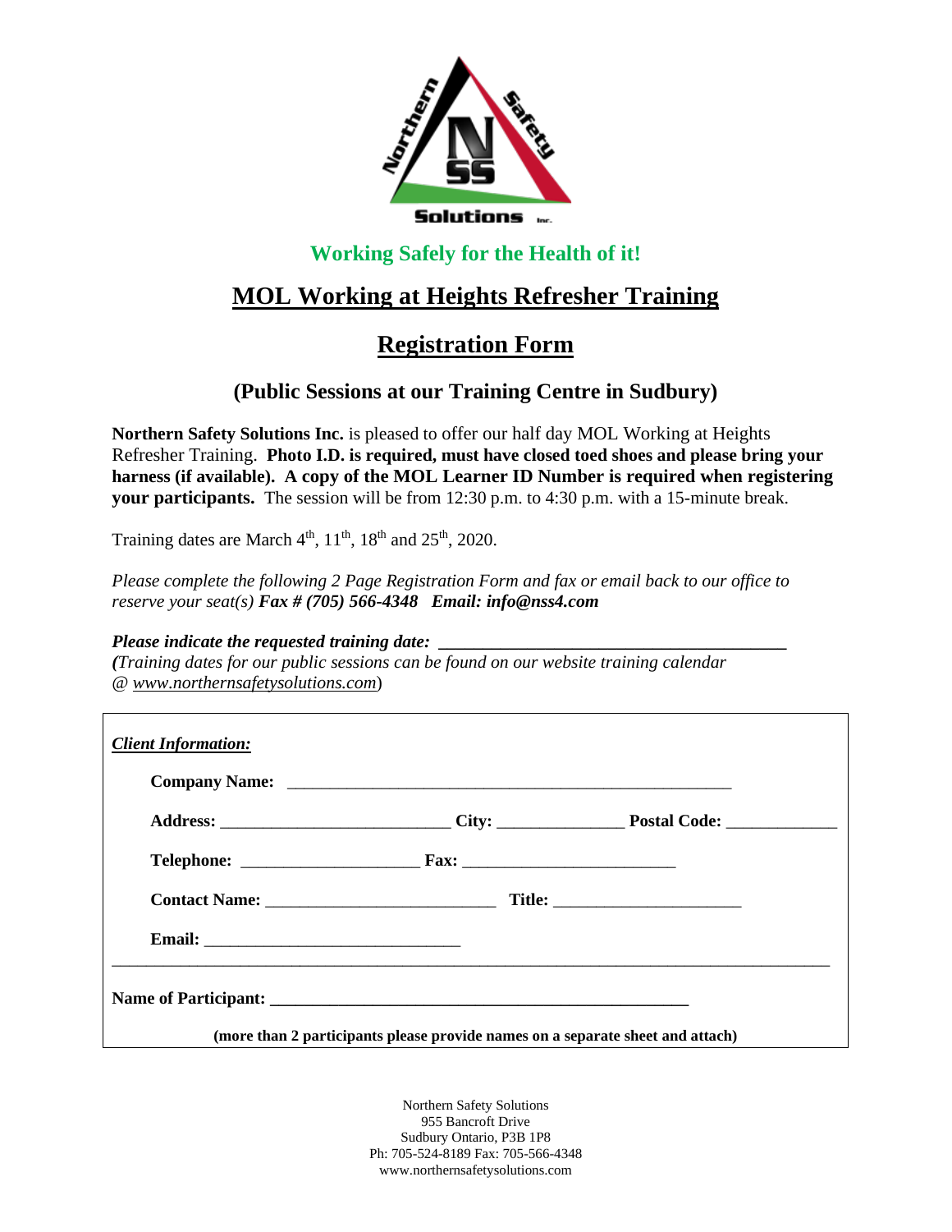**Working Safely for the Health of it!**

# MOL Working at Heights Refresher Training

# Registration Form

## (Public Sessions at our Training Centre in Sudbury)

**Northern Safety Solutions Inc.** is pleased to offer our half day MOL Working at Heights Refresher Training. **Photo I.D. is required, must have closed toed shoes and please bring your harness (if available). A copy of the MOL Learner ID Number is required when registering your participants.** The session will be from 12:30 p.m. to 4:30 p.m. with a 15-minute break.

Training dates are March 4th, 11th, 18th and 25th, 2020.

*Please complete the following 2 Page Registration Form and fax or email back to our office to reserve your seat(s)* ***Fax # (705) 566-4348 Email: info@nss4.com***

***Please indicate the requested training date:*** ______________________________________

***(****Training dates for our public sessions can be found on our website training calendar @ www.northernsafetysolutions.com*)

***Client Information:***

**Company Name:** ____________________________________________________

**Address:** __________________________ **City:** ______________ **Postal Code:** _____________

**Telephone:** ____________________ **Fax:** ________________________

**Contact Name:** __________________________ **Title:** _____________________

**Email:** _____________________________

______________________________________________________________________________

**Name of Participant:** ________________________________________________

**(more than 2 participants please provide names on a separate sheet and attach)**

Northern Safety Solutions
955 Bancroft Drive
Sudbury Ontario, P3B 1P8
Ph: 705-524-8189 Fax: 705-566-4348
www.northernsafetysolutions.com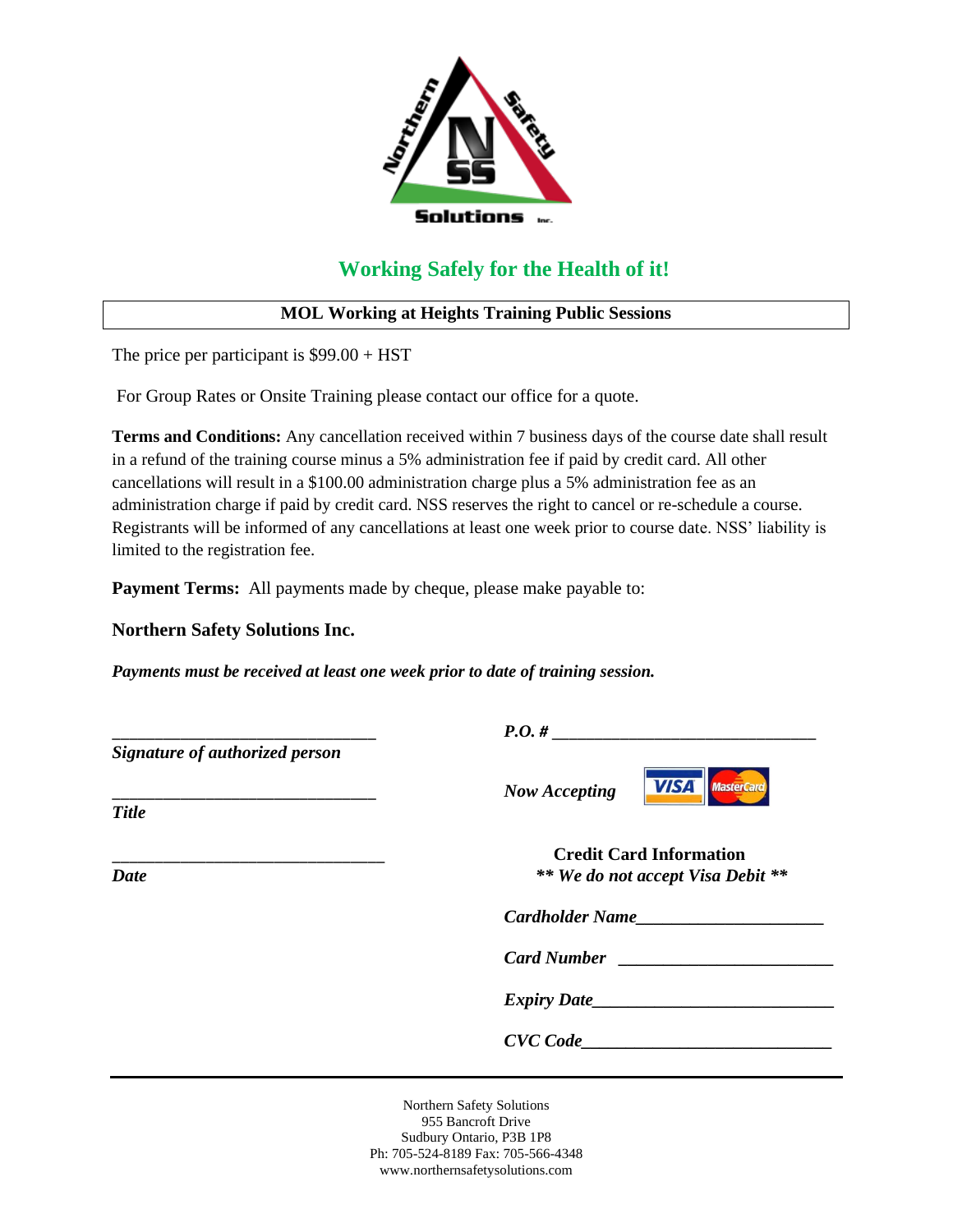Northern Safety Solutions Inc.

## Working Safely for the Health of it!

**MOL Working at Heights Training Public Sessions**

The price per participant is $99.00 + HST

For Group Rates or Onsite Training please contact our office for a quote.

**Terms and Conditions:** Any cancellation received within 7 business days of the course date shall result in a refund of the training course minus a 5% administration fee if paid by credit card. All other cancellations will result in a $100.00 administration charge plus a 5% administration fee as an administration charge if paid by credit card. NSS reserves the right to cancel or re-schedule a course. Registrants will be informed of any cancellations at least one week prior to course date. NSS' liability is limited to the registration fee.

**Payment Terms:** All payments made by cheque, please make payable to:

**Northern Safety Solutions Inc.**

***Payments must be received at least one week prior to date of training session.***

______________________________
***Signature of authorized person***

______________________________
***Title***

______________________________
***Date***

***P.O. #*** ______________________________

***Now Accepting*** VISA MasterCard

**Credit Card Information**
***** We do not accept Visa Debit *****

***Cardholder Name***____________________

***Card Number*** ________________________

***Expiry Date***__________________________

***CVC Code***___________________________

Northern Safety Solutions
955 Bancroft Drive
Sudbury Ontario, P3B 1P8
Ph: 705-524-8189 Fax: 705-566-4348
www.northernsafetysolutions.com